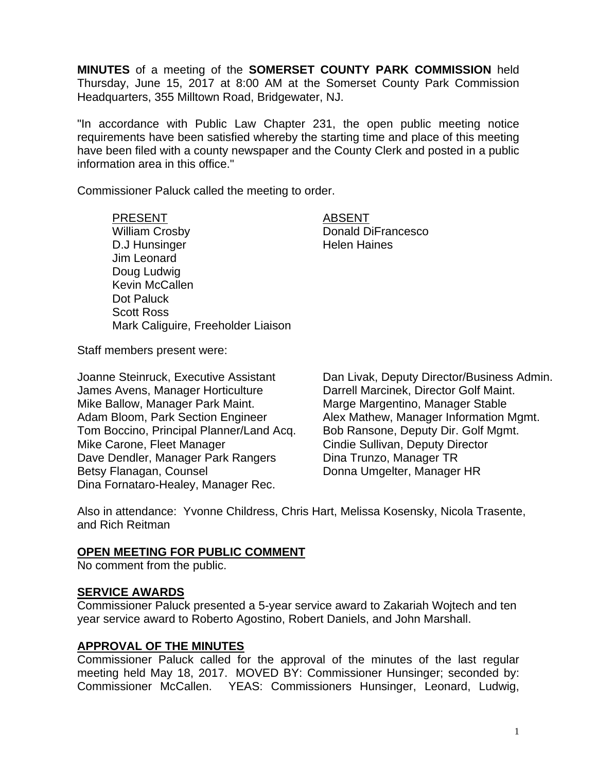**MINUTES** of a meeting of the **SOMERSET COUNTY PARK COMMISSION** held Thursday, June 15, 2017 at 8:00 AM at the Somerset County Park Commission Headquarters, 355 Milltown Road, Bridgewater, NJ.

"In accordance with Public Law Chapter 231, the open public meeting notice requirements have been satisfied whereby the starting time and place of this meeting have been filed with a county newspaper and the County Clerk and posted in a public information area in this office."

Commissioner Paluck called the meeting to order.

| PRESENT | ABSENT |
| --- | --- |
| William Crosby | Donald DiFrancesco |
| D.J Hunsinger | Helen Haines |
| Jim Leonard | |
| Doug Ludwig | |
| Kevin McCallen | |
| Dot Paluck | |
| Scott Ross | |
| Mark Caliguire, Freeholder Liaison | |

Staff members present were:

Joanne Steinruck, Executive Assistant
James Avens, Manager Horticulture
Mike Ballow, Manager Park Maint.
Adam Bloom, Park Section Engineer
Tom Boccino, Principal Planner/Land Acq.
Mike Carone, Fleet Manager
Dave Dendler, Manager Park Rangers
Betsy Flanagan, Counsel
Dina Fornataro-Healey, Manager Rec.
Dan Livak, Deputy Director/Business Admin.
Darrell Marcinek, Director Golf Maint.
Marge Margentino, Manager Stable
Alex Mathew, Manager Information Mgmt.
Bob Ransone, Deputy Dir. Golf Mgmt.
Cindie Sullivan, Deputy Director
Dina Trunzo, Manager TR
Donna Umgelter, Manager HR

Also in attendance: Yvonne Childress, Chris Hart, Melissa Kosensky, Nicola Trasente, and Rich Reitman

## OPEN MEETING FOR PUBLIC COMMENT

No comment from the public.

## SERVICE AWARDS

Commissioner Paluck presented a 5-year service award to Zakariah Wojtech and ten year service award to Roberto Agostino, Robert Daniels, and John Marshall.

## APPROVAL OF THE MINUTES

Commissioner Paluck called for the approval of the minutes of the last regular meeting held May 18, 2017. MOVED BY: Commissioner Hunsinger; seconded by: Commissioner McCallen. YEAS: Commissioners Hunsinger, Leonard, Ludwig,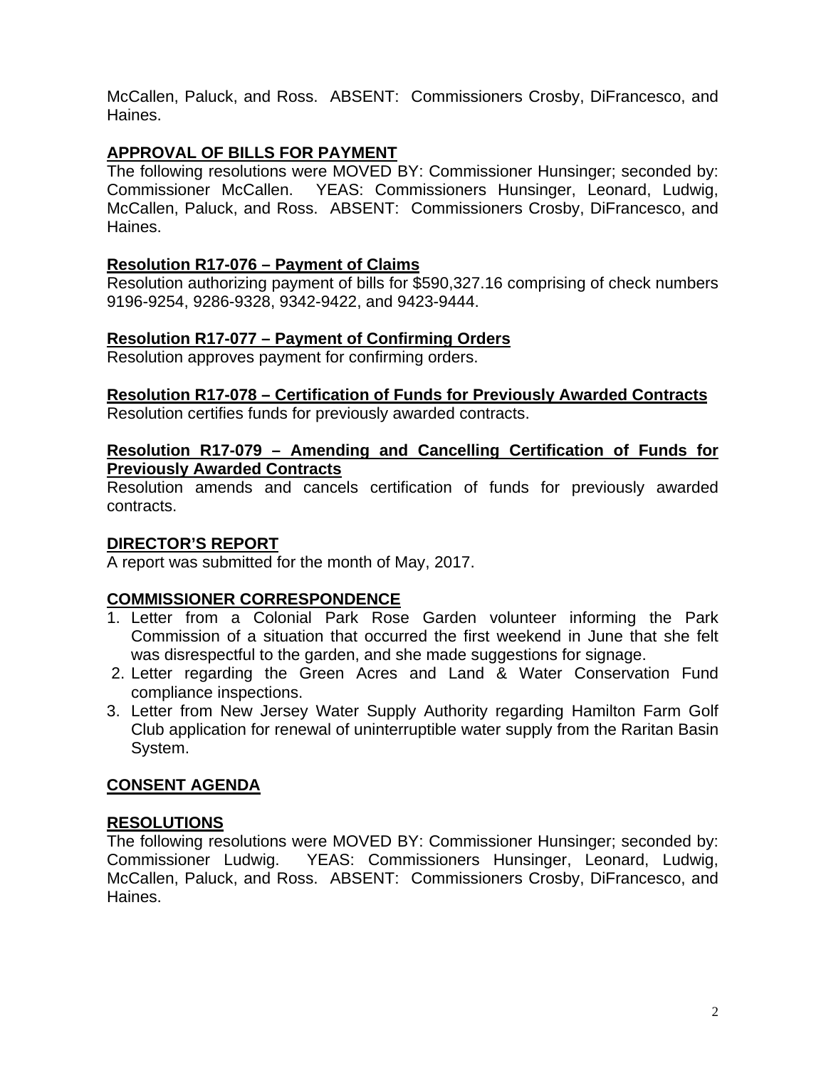McCallen, Paluck, and Ross. ABSENT: Commissioners Crosby, DiFrancesco, and Haines.

**APPROVAL OF BILLS FOR PAYMENT**

The following resolutions were MOVED BY: Commissioner Hunsinger; seconded by: Commissioner McCallen. YEAS: Commissioners Hunsinger, Leonard, Ludwig, McCallen, Paluck, and Ross. ABSENT: Commissioners Crosby, DiFrancesco, and Haines.

**Resolution R17-076 – Payment of Claims**

Resolution authorizing payment of bills for $590,327.16 comprising of check numbers 9196-9254, 9286-9328, 9342-9422, and 9423-9444.

**Resolution R17-077 – Payment of Confirming Orders**

Resolution approves payment for confirming orders.

**Resolution R17-078 – Certification of Funds for Previously Awarded Contracts**

Resolution certifies funds for previously awarded contracts.

**Resolution R17-079 – Amending and Cancelling Certification of Funds for Previously Awarded Contracts**

Resolution amends and cancels certification of funds for previously awarded contracts.

**DIRECTOR'S REPORT**

A report was submitted for the month of May, 2017.

**COMMISSIONER CORRESPONDENCE**

1. Letter from a Colonial Park Rose Garden volunteer informing the Park Commission of a situation that occurred the first weekend in June that she felt was disrespectful to the garden, and she made suggestions for signage.
2. Letter regarding the Green Acres and Land & Water Conservation Fund compliance inspections.
3. Letter from New Jersey Water Supply Authority regarding Hamilton Farm Golf Club application for renewal of uninterruptible water supply from the Raritan Basin System.

**CONSENT AGENDA**

**RESOLUTIONS**

The following resolutions were MOVED BY: Commissioner Hunsinger; seconded by: Commissioner Ludwig. YEAS: Commissioners Hunsinger, Leonard, Ludwig, McCallen, Paluck, and Ross. ABSENT: Commissioners Crosby, DiFrancesco, and Haines.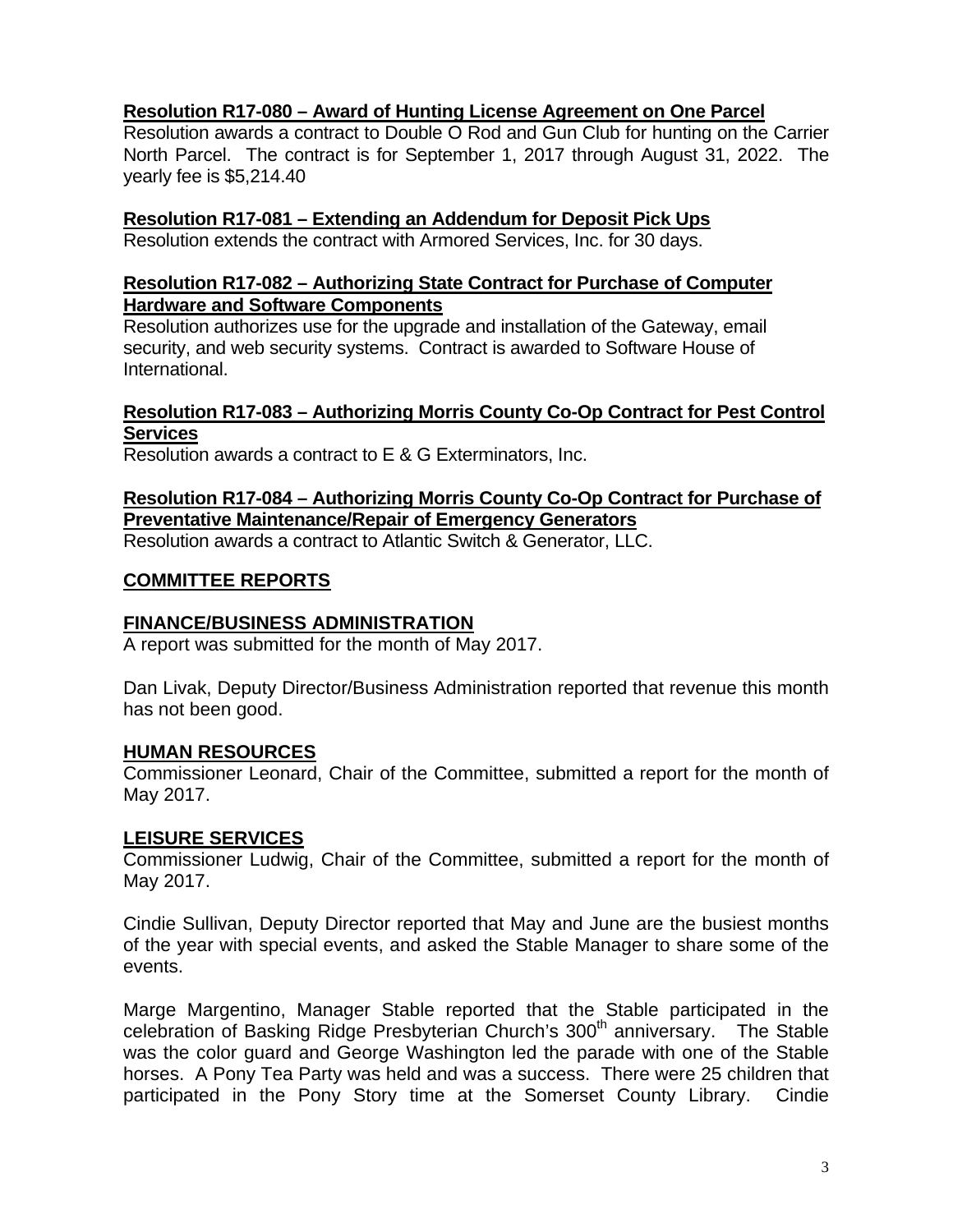**Resolution R17-080 – Award of Hunting License Agreement on One Parcel**
Resolution awards a contract to Double O Rod and Gun Club for hunting on the Carrier North Parcel. The contract is for September 1, 2017 through August 31, 2022. The yearly fee is $5,214.40

**Resolution R17-081 – Extending an Addendum for Deposit Pick Ups**
Resolution extends the contract with Armored Services, Inc. for 30 days.

**Resolution R17-082 – Authorizing State Contract for Purchase of Computer Hardware and Software Components**
Resolution authorizes use for the upgrade and installation of the Gateway, email security, and web security systems. Contract is awarded to Software House of International.

**Resolution R17-083 – Authorizing Morris County Co-Op Contract for Pest Control Services**
Resolution awards a contract to E & G Exterminators, Inc.

**Resolution R17-084 – Authorizing Morris County Co-Op Contract for Purchase of Preventative Maintenance/Repair of Emergency Generators**
Resolution awards a contract to Atlantic Switch & Generator, LLC.

## COMMITTEE REPORTS

### FINANCE/BUSINESS ADMINISTRATION

A report was submitted for the month of May 2017.

Dan Livak, Deputy Director/Business Administration reported that revenue this month has not been good.

### HUMAN RESOURCES

Commissioner Leonard, Chair of the Committee, submitted a report for the month of May 2017.

### LEISURE SERVICES

Commissioner Ludwig, Chair of the Committee, submitted a report for the month of May 2017.

Cindie Sullivan, Deputy Director reported that May and June are the busiest months of the year with special events, and asked the Stable Manager to share some of the events.

Marge Margentino, Manager Stable reported that the Stable participated in the celebration of Basking Ridge Presbyterian Church's 300th anniversary. The Stable was the color guard and George Washington led the parade with one of the Stable horses. A Pony Tea Party was held and was a success. There were 25 children that participated in the Pony Story time at the Somerset County Library. Cindie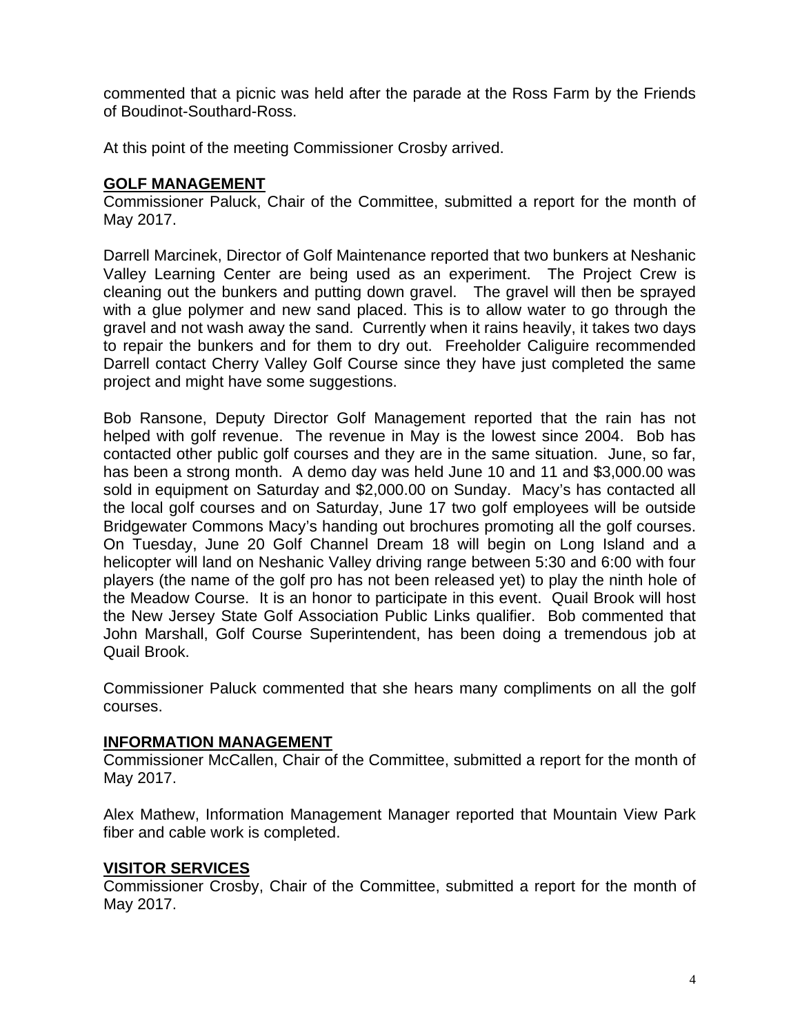commented that a picnic was held after the parade at the Ross Farm by the Friends of Boudinot-Southard-Ross.

At this point of the meeting Commissioner Crosby arrived.

## GOLF MANAGEMENT

Commissioner Paluck, Chair of the Committee, submitted a report for the month of May 2017.

Darrell Marcinek, Director of Golf Maintenance reported that two bunkers at Neshanic Valley Learning Center are being used as an experiment. The Project Crew is cleaning out the bunkers and putting down gravel. The gravel will then be sprayed with a glue polymer and new sand placed. This is to allow water to go through the gravel and not wash away the sand. Currently when it rains heavily, it takes two days to repair the bunkers and for them to dry out. Freeholder Caliguire recommended Darrell contact Cherry Valley Golf Course since they have just completed the same project and might have some suggestions.

Bob Ransone, Deputy Director Golf Management reported that the rain has not helped with golf revenue. The revenue in May is the lowest since 2004. Bob has contacted other public golf courses and they are in the same situation. June, so far, has been a strong month. A demo day was held June 10 and 11 and $3,000.00 was sold in equipment on Saturday and $2,000.00 on Sunday. Macy's has contacted all the local golf courses and on Saturday, June 17 two golf employees will be outside Bridgewater Commons Macy's handing out brochures promoting all the golf courses. On Tuesday, June 20 Golf Channel Dream 18 will begin on Long Island and a helicopter will land on Neshanic Valley driving range between 5:30 and 6:00 with four players (the name of the golf pro has not been released yet) to play the ninth hole of the Meadow Course. It is an honor to participate in this event. Quail Brook will host the New Jersey State Golf Association Public Links qualifier. Bob commented that John Marshall, Golf Course Superintendent, has been doing a tremendous job at Quail Brook.

Commissioner Paluck commented that she hears many compliments on all the golf courses.

## INFORMATION MANAGEMENT

Commissioner McCallen, Chair of the Committee, submitted a report for the month of May 2017.

Alex Mathew, Information Management Manager reported that Mountain View Park fiber and cable work is completed.

## VISITOR SERVICES

Commissioner Crosby, Chair of the Committee, submitted a report for the month of May 2017.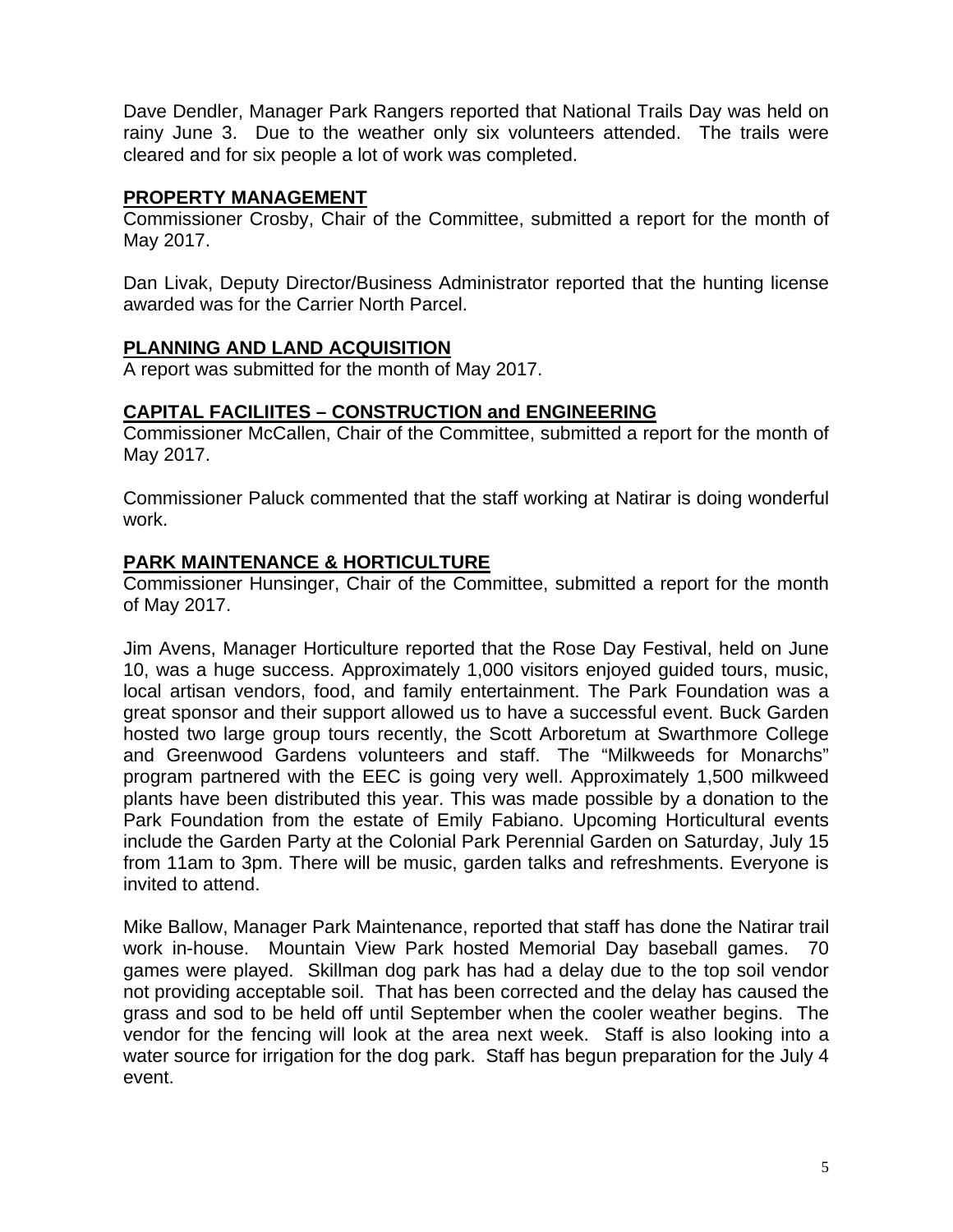Dave Dendler, Manager Park Rangers reported that National Trails Day was held on rainy June 3. Due to the weather only six volunteers attended. The trails were cleared and for six people a lot of work was completed.

## PROPERTY MANAGEMENT

Commissioner Crosby, Chair of the Committee, submitted a report for the month of May 2017.

Dan Livak, Deputy Director/Business Administrator reported that the hunting license awarded was for the Carrier North Parcel.

## PLANNING AND LAND ACQUISITION

A report was submitted for the month of May 2017.

## CAPITAL FACILIITES – CONSTRUCTION and ENGINEERING

Commissioner McCallen, Chair of the Committee, submitted a report for the month of May 2017.

Commissioner Paluck commented that the staff working at Natirar is doing wonderful work.

## PARK MAINTENANCE & HORTICULTURE

Commissioner Hunsinger, Chair of the Committee, submitted a report for the month of May 2017.

Jim Avens, Manager Horticulture reported that the Rose Day Festival, held on June 10, was a huge success. Approximately 1,000 visitors enjoyed guided tours, music, local artisan vendors, food, and family entertainment. The Park Foundation was a great sponsor and their support allowed us to have a successful event. Buck Garden hosted two large group tours recently, the Scott Arboretum at Swarthmore College and Greenwood Gardens volunteers and staff. The "Milkweeds for Monarchs" program partnered with the EEC is going very well. Approximately 1,500 milkweed plants have been distributed this year. This was made possible by a donation to the Park Foundation from the estate of Emily Fabiano. Upcoming Horticultural events include the Garden Party at the Colonial Park Perennial Garden on Saturday, July 15 from 11am to 3pm. There will be music, garden talks and refreshments. Everyone is invited to attend.

Mike Ballow, Manager Park Maintenance, reported that staff has done the Natirar trail work in-house. Mountain View Park hosted Memorial Day baseball games. 70 games were played. Skillman dog park has had a delay due to the top soil vendor not providing acceptable soil. That has been corrected and the delay has caused the grass and sod to be held off until September when the cooler weather begins. The vendor for the fencing will look at the area next week. Staff is also looking into a water source for irrigation for the dog park. Staff has begun preparation for the July 4 event.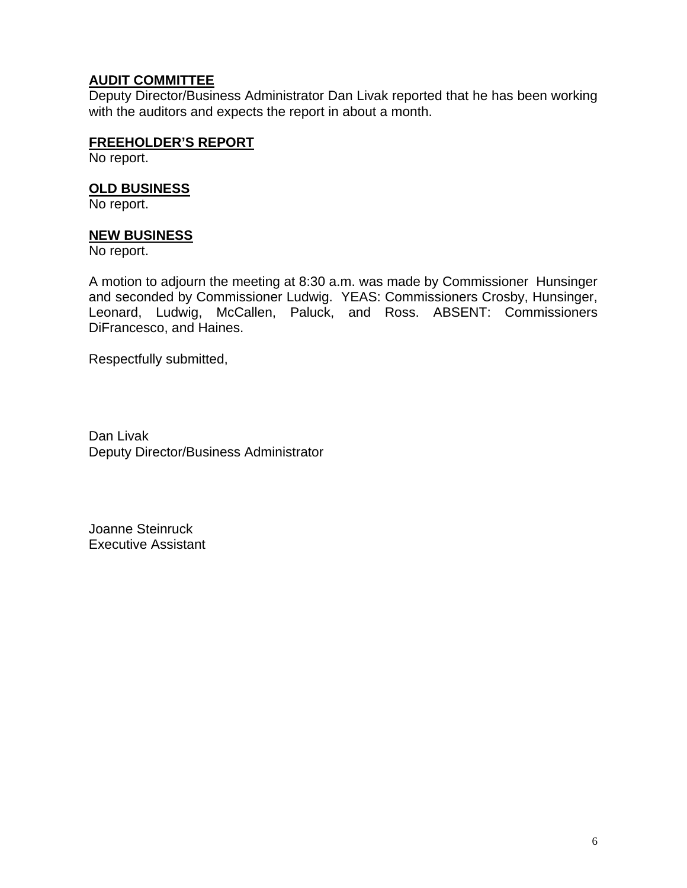## AUDIT COMMITTEE

Deputy Director/Business Administrator Dan Livak reported that he has been working with the auditors and expects the report in about a month.

## FREEHOLDER'S REPORT

No report.

## OLD BUSINESS

No report.

## NEW BUSINESS

No report.

A motion to adjourn the meeting at 8:30 a.m. was made by Commissioner Hunsinger and seconded by Commissioner Ludwig. YEAS: Commissioners Crosby, Hunsinger, Leonard, Ludwig, McCallen, Paluck, and Ross. ABSENT: Commissioners DiFrancesco, and Haines.

Respectfully submitted,

Dan Livak
Deputy Director/Business Administrator

Joanne Steinruck
Executive Assistant